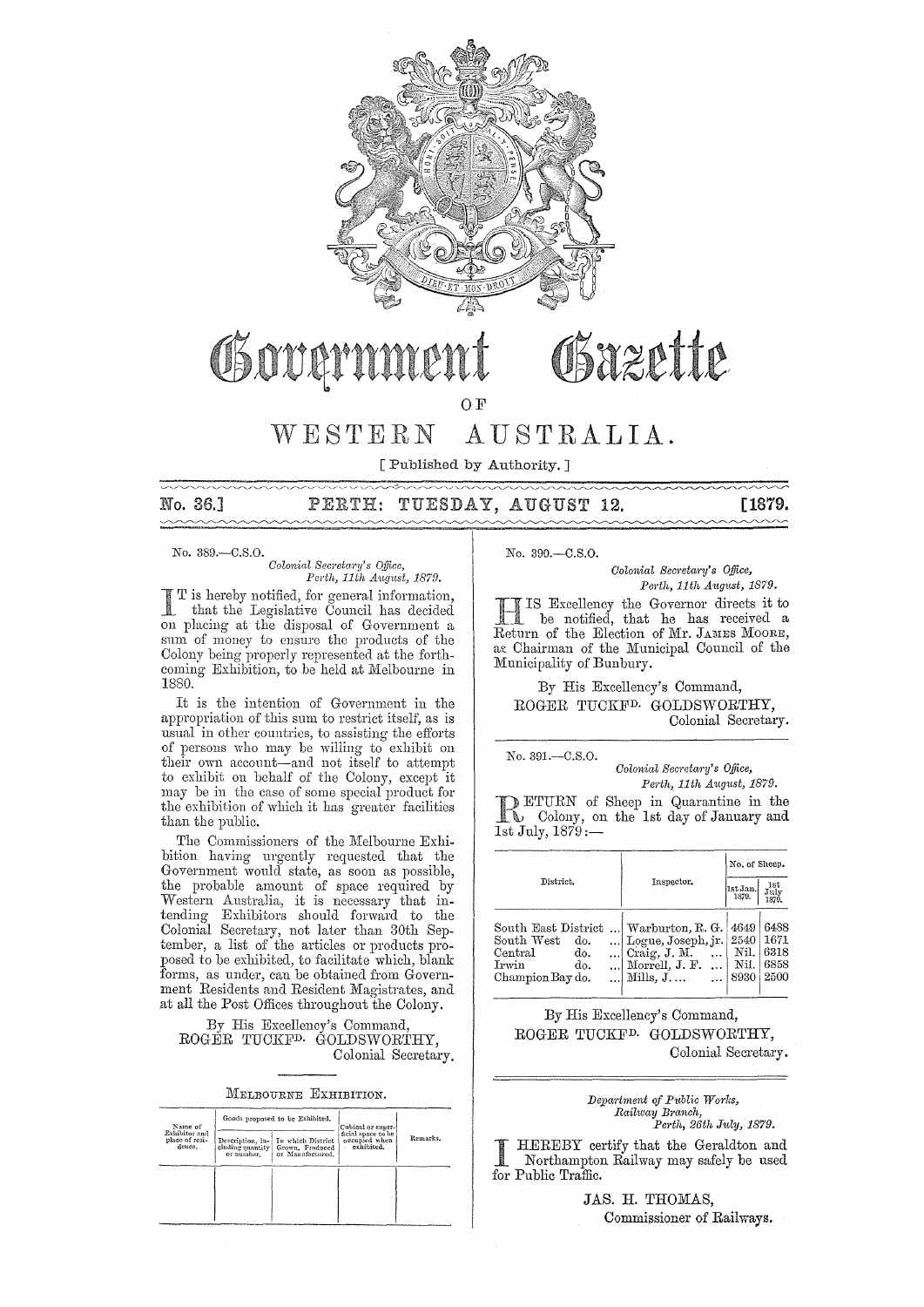# Government Gazette

## OF

# WESTERN AUSTRALIA.

[ Published by Authority. ]

**No. 36.] PERTH: TUESDAY, AUGUST 12. [1879.**

No. 389.—C.S.O.

*Colonial Secretary's Office,*
*Perth, 11th August, 1879.*

IT is hereby notified, for general information, that the Legislative Council has decided on placing at the disposal of Government a sum of money to ensure the products of the Colony being properly represented at the forthcoming Exhibition, to be held at Melbourne in 1880.

It is the intention of Government in the appropriation of this sum to restrict itself, as is usual in other countries, to assisting the efforts of persons who may be willing to exhibit on their own account—and not itself to attempt to exhibit on behalf of the Colony, except it may be in the case of some special product for the exhibition of which it has greater facilities than the public.

The Commissioners of the Melbourne Exhibition having urgently requested that the Government would state, as soon as possible, the probable amount of space required by Western Australia, it is necessary that intending Exhibitors should forward to the Colonial Secretary, not later than 30th September, a list of the articles or products proposed to be exhibited, to facilitate which, blank forms, as under, can be obtained from Government Residents and Resident Magistrates, and at all the Post Offices throughout the Colony.

By His Excellency's Command,
ROGER TUCKF<sup>D.</sup> GOLDSWORTHY,
Colonial Secretary.

MELBOURNE EXHIBITION.

| Name of Exhibitor and place of residence. | Goods proposed to be Exhibited. | | Cubical or superficial space to be occupied when exhibited. | Remarks. |
|---|---|---|---|---|
| | Description, including quantity or number. | In which District Grown, Produced or Manufactured. | | |
| | | | | |

No. 390.—C.S.O.

*Colonial Secretary's Office,*
*Perth, 11th August, 1879.*

HIS Excellency the Governor directs it to be notified, that he has received a Return of the Election of Mr. JAMES MOORE, as Chairman of the Municipal Council of the Municipality of Bunbury.

By His Excellency's Command,
ROGER TUCKF<sup>D.</sup> GOLDSWORTHY,
Colonial Secretary.

No. 391.—C.S.O.

*Colonial Secretary's Office,*
*Perth, 11th August, 1879.*

RETURN of Sheep in Quarantine in the Colony, on the 1st day of January and 1st July, 1879:—

| District. | Inspector. | No. of Sheep. | |
|---|---|---|---|
| | | 1st Jan. 1879. | 1st July 1879. |
| South East District ... | Warburton, R. G. | 4649 | 6488 |
| South West do. ... | Logue, Joseph, jr. | 2540 | 1671 |
| Central do. ... | Craig, J. M. ... | Nil. | 6318 |
| Irwin do. ... | Morrell, J. F. ... | Nil. | 6858 |
| Champion Bay do. ... | Mills, J.... ... | 8930 | 2500 |

By His Excellency's Command,
ROGER TUCKF<sup>D.</sup> GOLDSWORTHY,
Colonial Secretary.

*Department of Public Works,*
*Railway Branch,*
*Perth, 26th July, 1879.*

I HEREBY certify that the Geraldton and Northampton Railway may safely be used for Public Traffic.

JAS. H. THOMAS,
Commissioner of Railways.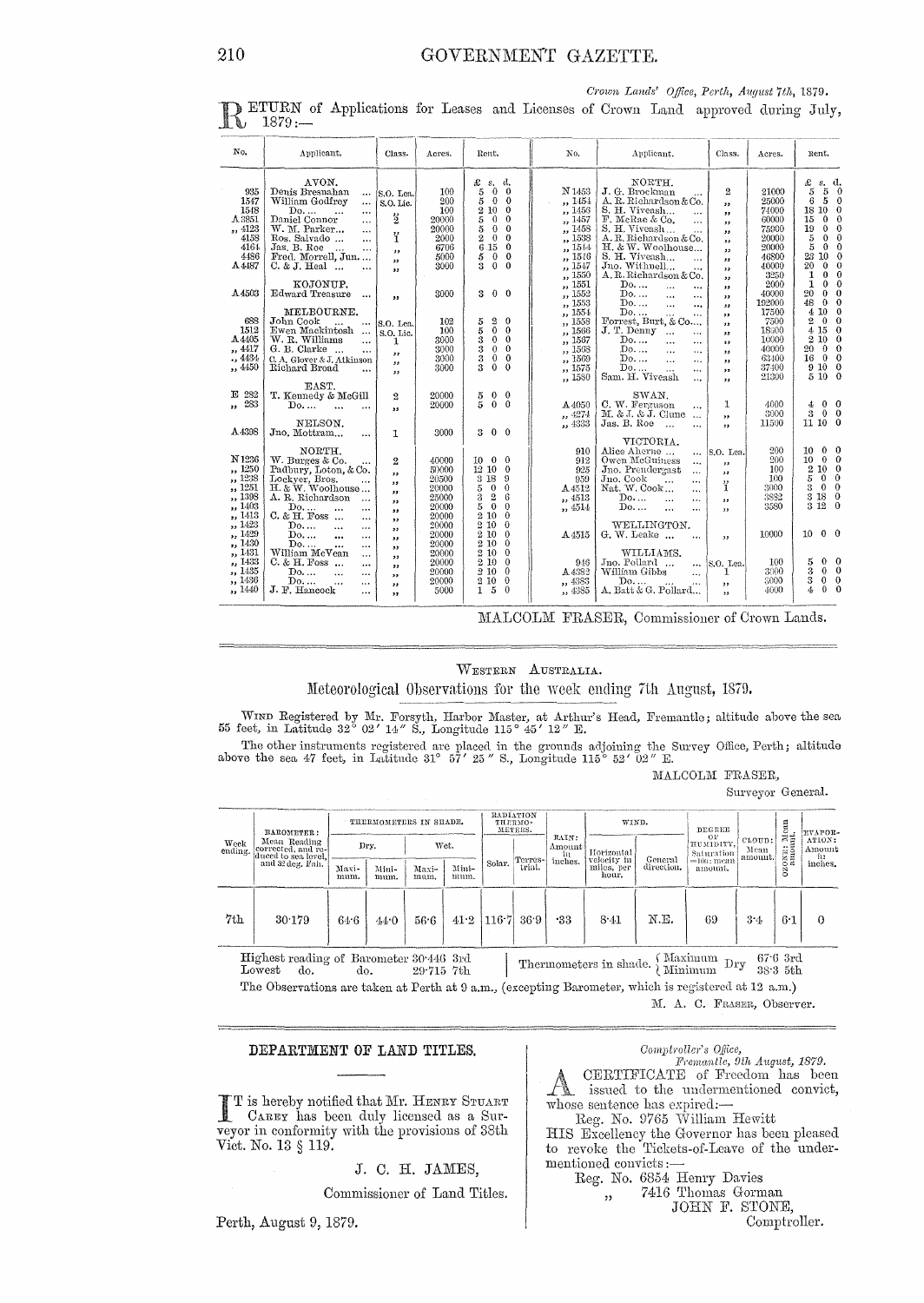*Crown Lands' Office, Perth, August 7th, 1879.*

RETURN of Applications for Leases and Licenses of Crown Land approved during July, 1879:—

| No. | Applicant. | Class. | Acres. | Rent. |
|---|---|---|---|---|
| | AVON. | | | £ s. d. |
| 935 | Denis Bresnahan ... | S.O. Lea. | 100 | 5 0 0 |
| 1547 | William Godfrey ... | S.O. Lic. | 200 | 5 0 0 |
| 1548 | Do. ... ... ... | ,, | 100 | 2 10 0 |
| A 3851 | Daniel Connor ... | 2 | 20000 | 5 0 0 |
| ,, 4123 | W. M. Parker... ... | ,, | 20000 | 5 0 0 |
| 4158 | Ros. Salvado ... ... | 1 | 2000 | 2 0 0 |
| 4164 | Jas. B. Roe ... ... | ,, | 6706 | 6 15 0 |
| 4486 | Fred. Morrell, Jun.... | ,, | 5000 | 5 0 0 |
| A 4487 | C. & J. Heal ... ... | ,, | 3000 | 3 0 0 |
| | KOJONUP. | | | |
| A 4503 | Edward Treasure ... | ,, | 3000 | 3 0 0 |
| | MELBOURNE. | | | |
| 688 | John Cook ... ... | S.O. Lea. | 102 | 5 2 0 |
| 1512 | Ewen Mackintosh ... | S.O. Lic. | 100 | 5 0 0 |
| A 4405 | W. R. Williams ... | 1 | 3000 | 3 0 0 |
| ,, 4417 | G. B. Clarke ... ... | ,, | 3000 | 3 0 0 |
| ,, 4434 | C. A. Glover & J. Atkinson | ,, | 3000 | 3 0 0 |
| ,, 4450 | Richard Broad ... | ,, | 3000 | 3 0 0 |
| | EAST. | | | |
| E 282 | T. Kennedy & McGill | 2 | 20000 | 5 0 0 |
| ,, 283 | Do. ... ... ... | ,, | 20000 | 5 0 0 |
| | NELSON. | | | |
| A 4398 | Jno. Mottram... ... | 1 | 3000 | 3 0 0 |
| | NORTH. | | | |
| N 1236 | W. Burges & Co. ... | 2 | 40000 | 10 0 0 |
| ,, 1250 | Padbury, Loton, & Co. | ,, | 50000 | 12 10 0 |
| ,, 1238 | Lockyer, Bros. ... | ,, | 20500 | 3 18 9 |
| ,, 1251 | H. & W. Woolhouse... | ,, | 20000 | 5 0 0 |
| ,, 1398 | A. R. Richardson ... | ,, | 25000 | 3 2 6 |
| ,, 1403 | Do. ... ... ... | ,, | 20000 | 5 0 0 |
| ,, 1413 | C. & H. Foss ... ... | ,, | 20000 | 2 10 0 |
| ,, 1423 | Do. ... ... ... | ,, | 20000 | 2 10 0 |
| ,, 1429 | Do. ... ... ... | ,, | 20000 | 2 10 0 |
| ,, 1430 | Do. ... ... ... | ,, | 20000 | 2 10 0 |
| ,, 1431 | William McVean ... | ,, | 20000 | 2 10 0 |
| ,, 1433 | C. & H. Foss ... ... | ,, | 20000 | 2 10 0 |
| ,, 1435 | Do. ... ... ... | ,, | 20000 | 2 10 0 |
| ,, 1436 | Do. ... ... ... | ,, | 20000 | 2 10 0 |
| ,, 1440 | J. F. Hancock ... | ,, | 5000 | 1 5 0 |
| | NORTH. | | | |
| N 1453 | J. G. Brockman ... | 2 | 21000 | 5 5 0 |
| ,, 1454 | A. R. Richardson & Co. | ,, | 25000 | 6 5 0 |
| ,, 1456 | S. H. Viveash... ... | ,, | 74000 | 18 10 0 |
| ,, 1457 | F. McRae & Co. ... | ,, | 60000 | 15 0 0 |
| ,, 1458 | S. H. Viveash... ... | ,, | 75000 | 19 0 0 |
| ,, 1538 | A. R. Richardson & Co. | ,, | 20000 | 5 0 0 |
| ,, 1544 | H. & W. Woolhouse... | ,, | 20000 | 5 0 0 |
| ,, 1546 | S. H. Viveash... ... | ,, | 46800 | 23 10 0 |
| ,, 1547 | Jno. Withnell... ... | ,, | 40000 | 20 0 0 |
| ,, 1550 | A. R. Richardson & Co. | ,, | 3250 | 1 0 0 |
| ,, 1551 | Do. ... ... ... | ,, | 2000 | 1 0 0 |
| ,, 1552 | Do. ... ... ... | ,, | 40000 | 20 0 0 |
| ,, 1553 | Do. ... ... ... | ,, | 192000 | 48 0 0 |
| ,, 1554 | Do. ... ... ... | ,, | 17500 | 4 10 0 |
| ,, 1558 | Forrest, Burt, & Co.... | ,, | 7500 | 2 0 0 |
| ,, 1566 | J. T. Denny ... ... | ,, | 18500 | 4 15 0 |
| ,, 1567 | Do. ... ... ... | ,, | 10000 | 2 10 0 |
| ,, 1568 | Do. ... ... ... | ,, | 40000 | 20 0 0 |
| ,, 1569 | Do. ... ... ... | ,, | 63400 | 16 0 0 |
| ,, 1575 | Do. ... ... ... | ,, | 37400 | 9 10 0 |
| ,, 1580 | Sam. H. Viveash ... | ,, | 21300 | 5 10 0 |
| | SWAN. | | | |
| A 4050 | C. W. Ferguson ... | 1 | 4000 | 4 0 0 |
| ,, 4274 | M. & J. & J. Clune ... | ,, | 3000 | 3 0 0 |
| ,, 4533 | Jas. B. Roe ... ... | ,, | 11500 | 11 10 0 |
| | VICTORIA. | | | |
| 910 | Alice Aherne ... ... | S.O. Lea. | 200 | 10 0 0 |
| 912 | Owen McGuiness ... | ,, | 200 | 10 0 0 |
| 925 | Jno. Prendergast ... | ,, | 100 | 2 10 0 |
| 959 | Jno. Cook ... ... | ,, | 100 | 5 0 0 |
| A 4512 | Nat. W. Cook... ... | 1 | 3000 | 3 0 0 |
| ,, 4513 | Do. ... ... ... | ,, | 3882 | 3 18 0 |
| ,, 4514 | Do. ... ... ... | ,, | 3580 | 3 12 0 |
| | WELLINGTON. | | | |
| A 4515 | G. W. Leake ... ... | ,, | 10000 | 10 0 0 |
| | WILLIAMS. | | | |
| 946 | Jno. Pollard ... ... | S.O. Lea. | 100 | 5 0 0 |
| A 4382 | William Gibbs ... | 1 | 3000 | 3 0 0 |
| ,, 4383 | Do. ... ... ... | ,, | 3000 | 3 0 0 |
| ,, 4385 | A. Batt & G. Pollard... | ,, | 4000 | 4 0 0 |

MALCOLM FRASER, Commissioner of Crown Lands.

---

WESTERN AUSTRALIA.

## Meteorological Observations for the week ending 7th August, 1879.

WIND Registered by Mr. Forsyth, Harbor Master, at Arthur's Head, Fremantle; altitude above the sea 55 feet, in Latitude 32° 02′ 14″ S., Longitude 115° 45′ 12″ E.

The other instruments registered are placed in the grounds adjoining the Survey Office, Perth; altitude above the sea 47 feet, in Latitude 31° 57′ 25″ S., Longitude 115° 52′ 02″ E.

MALCOLM FRASER,
Surveyor General.

| Week ending. | BAROMETER: Mean Reading corrected, and reduced to sea level, and 32 deg. Fah. | THERMOMETERS IN SHADE. Dry Maximum. | Dry Minimum. | Wet Maximum. | Wet Minimum. | RADIATION THERMOMETERS. Solar. | Terrestrial. | RAIN: Amount in inches. | WIND. Horizontal velocity in miles, per hour. | General direction. | DEGREE OF HUMIDITY, Saturation =100: mean amount. | CLOUD: Mean amount. | OZONE: Mean amount. | EVAPORATION: Amount in inches. |
|---|---|---|---|---|---|---|---|---|---|---|---|---|---|---|
| 7th | 30·179 | 64·6 | 44·0 | 56·6 | 41·2 | 116·7 | 36·9 | ·33 | 8·41 | N.E. | 69 | 3·4 | 6·1 | 0 |

Highest reading of Barometer 30·446 3rd
Lowest do. do. 29·715 7th

Thermometers in shade. Dry { Maximum 67·6 3rd; Minimum 38·3 5th }

The Observations are taken at Perth at 9 a.m., (excepting Barometer, which is registered at 12 a.m.)

M. A. C. FRASER, Observer.

---

## DEPARTMENT OF LAND TITLES.

IT is hereby notified that Mr. HENRY STUART CAREY has been duly licensed as a Surveyor in conformity with the provisions of 38th Vict. No. 13 § 119.

J. C. H. JAMES,
Commissioner of Land Titles.

Perth, August 9, 1879.

---

*Comptroller's Office, Fremantle, 9th August, 1879.*

A CERTIFICATE of Freedom has been issued to the undermentioned convict, whose sentence has expired:—

Reg. No. 9765 William Hewitt

HIS Excellency the Governor has been pleased to revoke the Tickets-of-Leave of the undermentioned convicts:—

Reg. No. 6854 Henry Davies
,, 7416 Thomas Gorman

JOHN F. STONE,
Comptroller.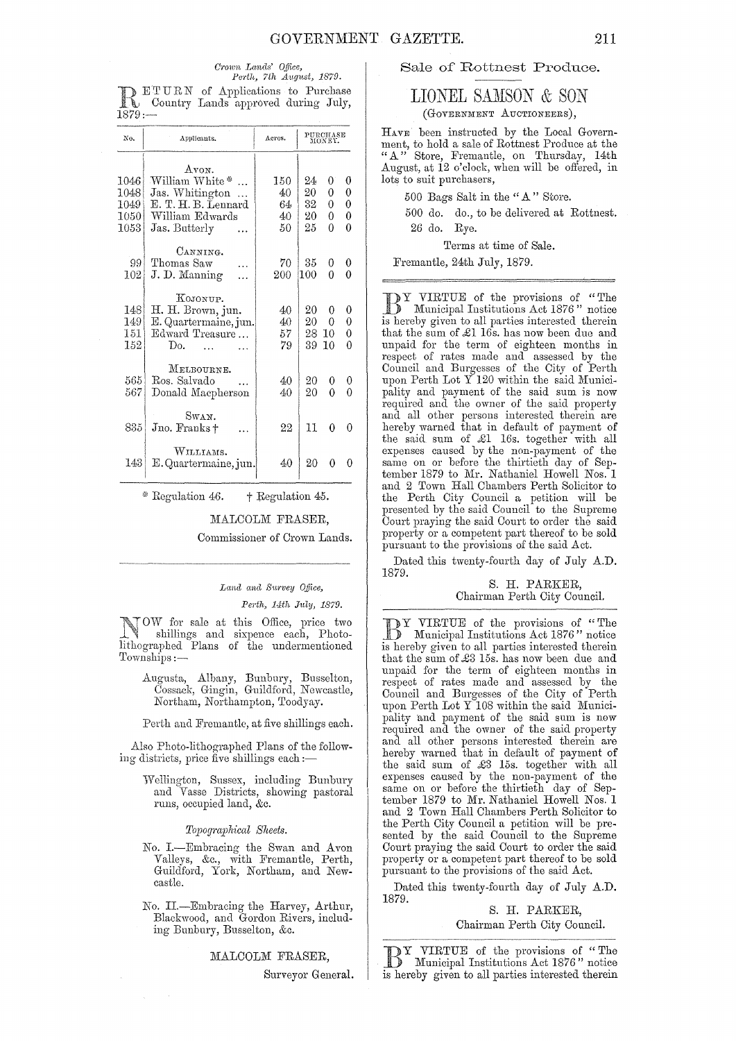*Crown Lands' Office,*
*Perth, 7th August, 1879.*

RETURN of Applications to Purchase Country Lands approved during July, 1879:—

| No. | Applicants. | Acres. | Purchase Money. | | |
|---|---|---|---|---|---|
| | AVON. | | | | |
| 1046 | William White * ... | 150 | 24 | 0 | 0 |
| 1048 | Jas. Whitington ... | 40 | 20 | 0 | 0 |
| 1049 | E. T. H. B. Lennard | 64 | 32 | 0 | 0 |
| 1050 | William Edwards | 40 | 20 | 0 | 0 |
| 1053 | Jas. Butterly ... | 50 | 25 | 0 | 0 |
| | CANNING. | | | | |
| 99 | Thomas Saw ... | 70 | 35 | 0 | 0 |
| 102 | J. D. Manning ... | 200 | 100 | 0 | 0 |
| | KOJONUP. | | | | |
| 148 | H. H. Brown, jun. | 40 | 20 | 0 | 0 |
| 149 | E. Quartermaine, jun. | 40 | 20 | 0 | 0 |
| 151 | Edward Treasure ... | 57 | 28 | 10 | 0 |
| 152 | Do. ... ... | 79 | 39 | 10 | 0 |
| | MELBOURNE. | | | | |
| 565 | Ros. Salvado ... | 40 | 20 | 0 | 0 |
| 567 | Donald Macpherson | 40 | 20 | 0 | 0 |
| | SWAN. | | | | |
| 835 | Jno. Franks † ... | 22 | 11 | 0 | 0 |
| | WILLIAMS. | | | | |
| 143 | E. Quartermaine, jun. | 40 | 20 | 0 | 0 |

\* Regulation 46. † Regulation 45.

MALCOLM FRASER,
Commissioner of Crown Lands.

---

*Land and Survey Office,*
*Perth, 14th July, 1879.*

NOW for sale at this Office, price two shillings and sixpence each, Photo-lithographed Plans of the undermentioned Townships:—

Augusta, Albany, Bunbury, Busselton, Cossack, Gingin, Guildford, Newcastle, Northam, Northampton, Toodyay.

Perth and Fremantle, at five shillings each.

Also Photo-lithographed Plans of the following districts, price five shillings each:—

Wellington, Sussex, including Bunbury and Vasse Districts, showing pastoral runs, occupied land, &c.

*Topographical Sheets.*

No. I.—Embracing the Swan and Avon Valleys, &c., with Fremantle, Perth, Guildford, York, Northam, and Newcastle.

No. II.—Embracing the Harvey, Arthur, Blackwood, and Gordon Rivers, including Bunbury, Busselton, &c.

MALCOLM FRASER,
Surveyor General.

---

## Sale of Rottnest Produce.

# LIONEL SAMSON & SON
(GOVERNMENT AUCTIONEERS),

HAVE been instructed by the Local Government, to hold a sale of Rottnest Produce at the "A" Store, Fremantle, on Thursday, 14th August, at 12 o'clock, when will be offered, in lots to suit purchasers,

500 Bags Salt in the "A" Store.

500 do. do., to be delivered at Rottnest.

26 do. Rye.

Terms at time of Sale.

Fremantle, 24th July, 1879.

---

BY VIRTUE of the provisions of "The Municipal Institutions Act 1876" notice is hereby given to all parties interested therein that the sum of £1 16s. has now been due and unpaid for the term of eighteen months in respect of rates made and assessed by the Council and Burgesses of the City of Perth upon Perth Lot Y 120 within the said Municipality and payment of the said sum is now required and the owner of the said property and all other persons interested therein are hereby warned that in default of payment of the said sum of £1 16s. together with all expenses caused by the non-payment of the same on or before the thirtieth day of September 1879 to Mr. Nathaniel Howell Nos. 1 and 2 Town Hall Chambers Perth Solicitor to the Perth City Council a petition will be presented by the said Council to the Supreme Court praying the said Court to order the said property or a competent part thereof to be sold pursuant to the provisions of the said Act.

Dated this twenty-fourth day of July A.D. 1879.

S. H. PARKER,
Chairman Perth City Council.

---

BY VIRTUE of the provisions of "The Municipal Institutions Act 1876" notice is hereby given to all parties interested therein that the sum of £3 15s. has now been due and unpaid for the term of eighteen months in respect of rates made and assessed by the Council and Burgesses of the City of Perth upon Perth Lot Y 108 within the said Municipality and payment of the said sum is now required and the owner of the said property and all other persons interested therein are hereby warned that in default of payment of the said sum of £3 15s. together with all expenses caused by the non-payment of the same on or before the thirtieth day of September 1879 to Mr. Nathaniel Howell Nos. 1 and 2 Town Hall Chambers Perth Solicitor to the Perth City Council a petition will be presented by the said Council to the Supreme Court praying the said Court to order the said property or a competent part thereof to be sold pursuant to the provisions of the said Act.

Dated this twenty-fourth day of July A.D. 1879.

S. H. PARKER,
Chairman Perth City Council.

---

BY VIRTUE of the provisions of "The Municipal Institutions Act 1876" notice is hereby given to all parties interested therein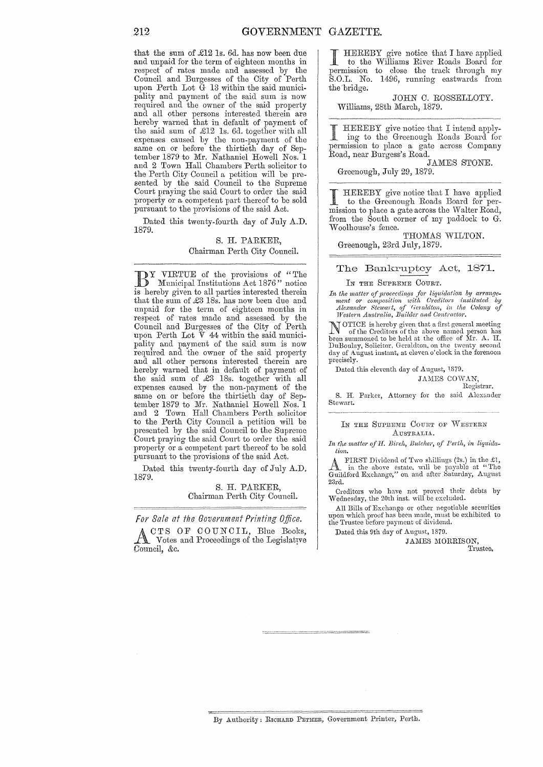that the sum of £12 1s. 6d. has now been due and unpaid for the term of eighteen months in respect of rates made and assessed by the Council and Burgesses of the City of Perth upon Perth Lot G 13 within the said municipality and payment of the said sum is now required and the owner of the said property and all other persons interested therein are hereby warned that in default of payment of the said sum of £12 1s. 6d. together with all expenses caused by the non-payment of the same on or before the thirtieth day of September 1879 to Mr. Nathaniel Howell Nos. 1 and 2 Town Hall Chambers Perth solicitor to the Perth City Council a petition will be presented by the said Council to the Supreme Court praying the said Court to order the said property or a competent part thereof to be sold pursuant to the provisions of the said Act.

Dated this twenty-fourth day of July A.D. 1879.

S. H. PARKER,
Chairman Perth City Council.

---

BY VIRTUE of the provisions of "The Municipal Institutions Act 1876" notice is hereby given to all parties interested therein that the sum of £3 18s. has now been due and unpaid for the term of eighteen months in respect of rates made and assessed by the Council and Burgesses of the City of Perth upon Perth Lot V 44 within the said municipality and payment of the said sum is now required and the owner of the said property and all other persons interested therein are hereby warned that in default of payment of the said sum of £3 18s. together with all expenses caused by the non-payment of the same on or before the thirtieth day of September 1879 to Mr. Nathaniel Howell Nos. 1 and 2 Town Hall Chambers Perth solicitor to the Perth City Council a petition will be presented by the said Council to the Supreme Court praying the said Court to order the said property or a competent part thereof to be sold pursuant to the provisions of the said Act.

Dated this twenty-fourth day of July A.D. 1879.

S. H. PARKER,
Chairman Perth City Council.

---

*For Sale at the Government Printing Office.*

ACTS OF COUNCIL, Blue Books, Votes and Proceedings of the Legislative Council, &c.

---

I HEREBY give notice that I have applied to the Williams River Roads Board for permission to close the track through my S.O.L. No. 1496, running eastwards from the bridge.

JOHN C. ROSSELLOTY.
Williams, 28th March, 1879.

---

I HEREBY give notice that I intend applying to the Greenough Roads Board for permission to place a gate across Company Road, near Burgess's Road.

JAMES STONE.
Greenough, July 29, 1879.

---

I HEREBY give notice that I have applied to the Greenough Roads Board for permission to place a gate across the Walter Road, from the South corner of my paddock to G. Woolhouse's fence.

THOMAS WILTON.
Greenough, 23rd July, 1879.

---

## The Bankruptcy Act, 1871.

IN THE SUPREME COURT.

*In the matter of proceedings for liquidation by arrangement or composition with Creditors instituted by Alexander Stewart, of Geraldton, in the Colony of Western Australia, Builder and Contractor.*

NOTICE is hereby given that a first general meeting of the Creditors of the above named person has been summoned to be held at the office of Mr. A. H. DuBoulay, Solicitor, Geraldton, on the twenty second day of August instant, at eleven o'clock in the forenoon precisely.

Dated this eleventh day of August, 1879.

JAMES COWAN,
Registrar.

S. H. Parker, Attorney for the said Alexander Stewart.

---

IN THE SUPREME COURT OF WESTERN AUSTRALIA.

*In the matter of H. Birch, Butcher, of Perth, in liquidation.*

A FIRST Dividend of Two shillings (2s.) in the £1, in the above estate, will be payable at "The Guildford Exchange," on and after Saturday, August 23rd.

Creditors who have not proved their debts by Wednesday, the 20th inst. will be excluded.

All Bills of Exchange or other negotiable securities upon which proof has been made, must be exhibited to the Trustee before payment of dividend.

Dated this 9th day of August, 1879.

JAMES MORRISON,
Trustee.

---

By Authority: RICHARD PETHER, Government Printer, Perth.